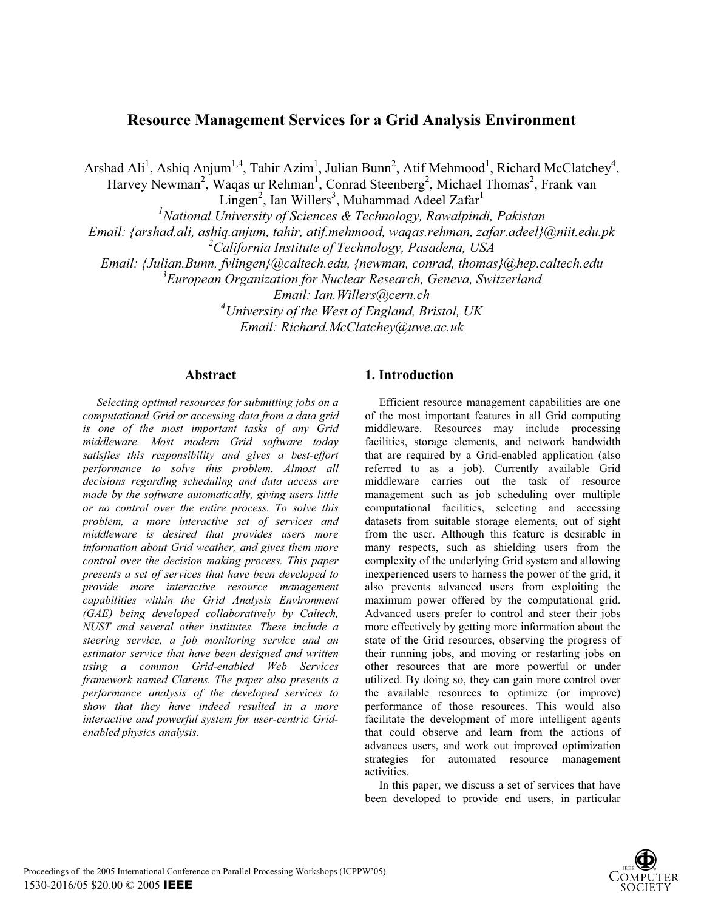# Resource Management Services for a Grid Analysis Environment

Arshad Ali[1], Ashiq Anjum[1,4], Tahir Azim[1], Julian Bunn[2], Atif Mehmood[1], Richard McClatchey[4], Harvey Newman[2], Waqas ur Rehman[1], Conrad Steenberg[2], Michael Thomas[2], Frank van Lingen[2], Ian Willers[3], Muhammad Adeel Zafar[1]

[1]*National University of Sciences & Technology, Rawalpindi, Pakistan*
*Email: {arshad.ali, ashiq.anjum, tahir, atif.mehmood, waqas.rehman, zafar.adeel}@niit.edu.pk*
[2]*California Institute of Technology, Pasadena, USA*
*Email: {Julian.Bunn, fvlingen}@caltech.edu, {newman, conrad, thomas}@hep.caltech.edu*
[3]*European Organization for Nuclear Research, Geneva, Switzerland*
*Email: Ian.Willers@cern.ch*
[4]*University of the West of England, Bristol, UK*
*Email: Richard.McClatchey@uwe.ac.uk*

## Abstract

*Selecting optimal resources for submitting jobs on a computational Grid or accessing data from a data grid is one of the most important tasks of any Grid middleware. Most modern Grid software today satisfies this responsibility and gives a best-effort performance to solve this problem. Almost all decisions regarding scheduling and data access are made by the software automatically, giving users little or no control over the entire process. To solve this problem, a more interactive set of services and middleware is desired that provides users more information about Grid weather, and gives them more control over the decision making process. This paper presents a set of services that have been developed to provide more interactive resource management capabilities within the Grid Analysis Environment (GAE) being developed collaboratively by Caltech, NUST and several other institutes. These include a steering service, a job monitoring service and an estimator service that have been designed and written using a common Grid-enabled Web Services framework named Clarens. The paper also presents a performance analysis of the developed services to show that they have indeed resulted in a more interactive and powerful system for user-centric Grid-enabled physics analysis.*

## 1. Introduction

Efficient resource management capabilities are one of the most important features in all Grid computing middleware. Resources may include processing facilities, storage elements, and network bandwidth that are required by a Grid-enabled application (also referred to as a job). Currently available Grid middleware carries out the task of resource management such as job scheduling over multiple computational facilities, selecting and accessing datasets from suitable storage elements, out of sight from the user. Although this feature is desirable in many respects, such as shielding users from the complexity of the underlying Grid system and allowing inexperienced users to harness the power of the grid, it also prevents advanced users from exploiting the maximum power offered by the computational grid. Advanced users prefer to control and steer their jobs more effectively by getting more information about the state of the Grid resources, observing the progress of their running jobs, and moving or restarting jobs on other resources that are more powerful or under utilized. By doing so, they can gain more control over the available resources to optimize (or improve) performance of those resources. This would also facilitate the development of more intelligent agents that could observe and learn from the actions of advances users, and work out improved optimization strategies for automated resource management activities.

In this paper, we discuss a set of services that have been developed to provide end users, in particular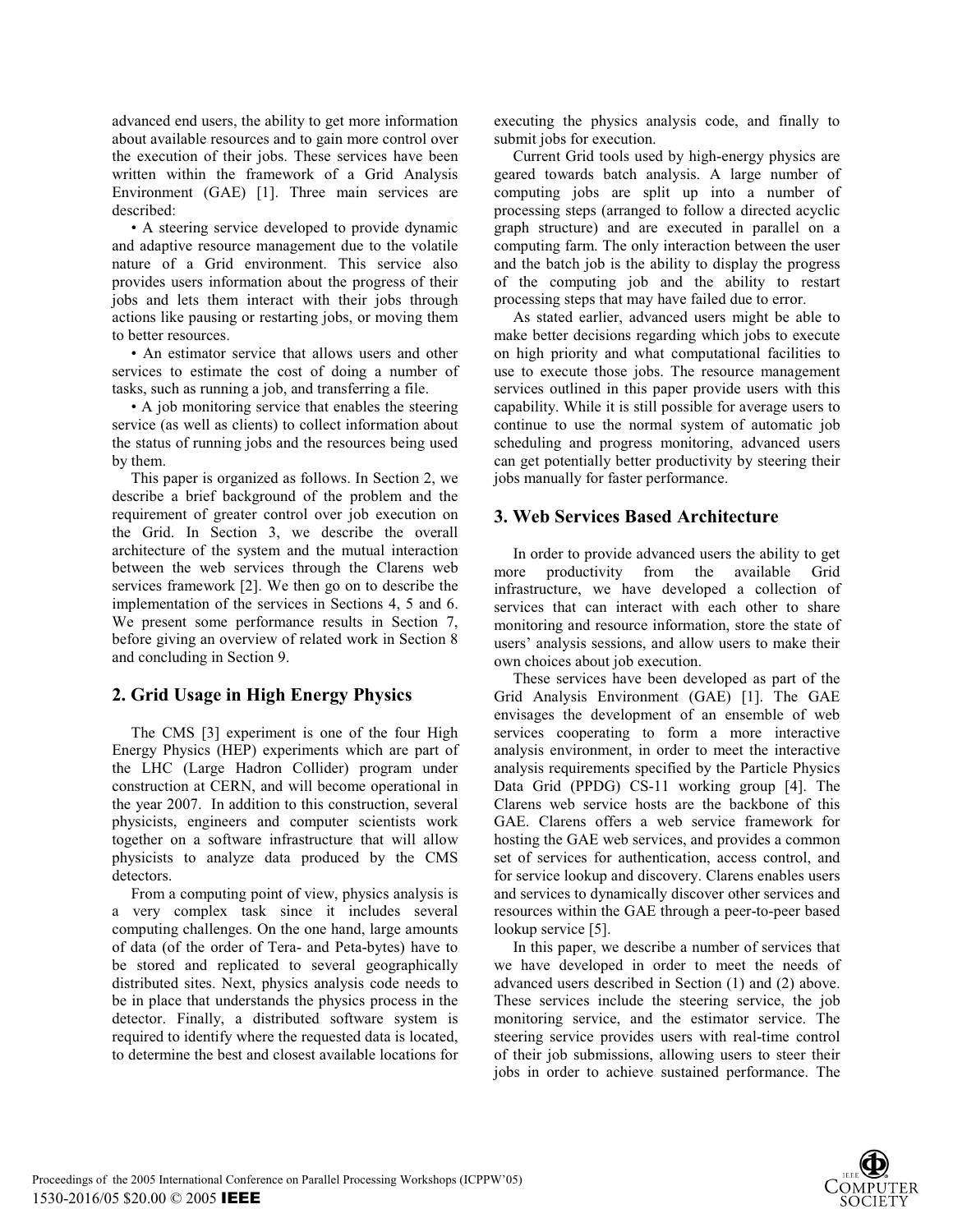advanced end users, the ability to get more information about available resources and to gain more control over the execution of their jobs. These services have been written within the framework of a Grid Analysis Environment (GAE) [1]. Three main services are described:

- A steering service developed to provide dynamic and adaptive resource management due to the volatile nature of a Grid environment. This service also provides users information about the progress of their jobs and lets them interact with their jobs through actions like pausing or restarting jobs, or moving them to better resources.
- An estimator service that allows users and other services to estimate the cost of doing a number of tasks, such as running a job, and transferring a file.
- A job monitoring service that enables the steering service (as well as clients) to collect information about the status of running jobs and the resources being used by them.

This paper is organized as follows. In Section 2, we describe a brief background of the problem and the requirement of greater control over job execution on the Grid. In Section 3, we describe the overall architecture of the system and the mutual interaction between the web services through the Clarens web services framework [2]. We then go on to describe the implementation of the services in Sections 4, 5 and 6. We present some performance results in Section 7, before giving an overview of related work in Section 8 and concluding in Section 9.

## 2. Grid Usage in High Energy Physics

The CMS [3] experiment is one of the four High Energy Physics (HEP) experiments which are part of the LHC (Large Hadron Collider) program under construction at CERN, and will become operational in the year 2007. In addition to this construction, several physicists, engineers and computer scientists work together on a software infrastructure that will allow physicists to analyze data produced by the CMS detectors.

From a computing point of view, physics analysis is a very complex task since it includes several computing challenges. On the one hand, large amounts of data (of the order of Tera- and Peta-bytes) have to be stored and replicated to several geographically distributed sites. Next, physics analysis code needs to be in place that understands the physics process in the detector. Finally, a distributed software system is required to identify where the requested data is located, to determine the best and closest available locations for executing the physics analysis code, and finally to submit jobs for execution.

Current Grid tools used by high-energy physics are geared towards batch analysis. A large number of computing jobs are split up into a number of processing steps (arranged to follow a directed acyclic graph structure) and are executed in parallel on a computing farm. The only interaction between the user and the batch job is the ability to display the progress of the computing job and the ability to restart processing steps that may have failed due to error.

As stated earlier, advanced users might be able to make better decisions regarding which jobs to execute on high priority and what computational facilities to use to execute those jobs. The resource management services outlined in this paper provide users with this capability. While it is still possible for average users to continue to use the normal system of automatic job scheduling and progress monitoring, advanced users can get potentially better productivity by steering their jobs manually for faster performance.

## 3. Web Services Based Architecture

In order to provide advanced users the ability to get more productivity from the available Grid infrastructure, we have developed a collection of services that can interact with each other to share monitoring and resource information, store the state of users' analysis sessions, and allow users to make their own choices about job execution.

These services have been developed as part of the Grid Analysis Environment (GAE) [1]. The GAE envisages the development of an ensemble of web services cooperating to form a more interactive analysis environment, in order to meet the interactive analysis requirements specified by the Particle Physics Data Grid (PPDG) CS-11 working group [4]. The Clarens web service hosts are the backbone of this GAE. Clarens offers a web service framework for hosting the GAE web services, and provides a common set of services for authentication, access control, and for service lookup and discovery. Clarens enables users and services to dynamically discover other services and resources within the GAE through a peer-to-peer based lookup service [5].

In this paper, we describe a number of services that we have developed in order to meet the needs of advanced users described in Section (1) and (2) above. These services include the steering service, the job monitoring service, and the estimator service. The steering service provides users with real-time control of their job submissions, allowing users to steer their jobs in order to achieve sustained performance. The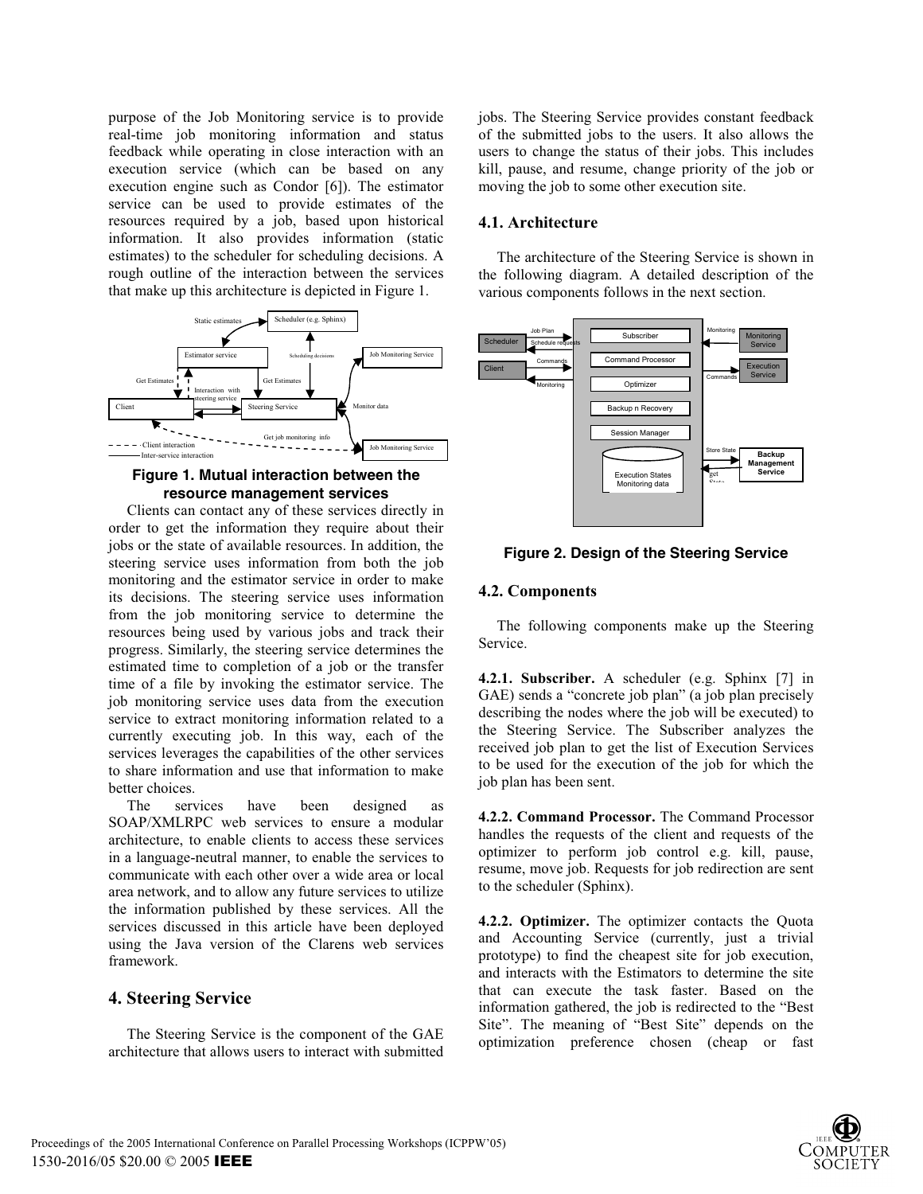purpose of the Job Monitoring service is to provide real-time job monitoring information and status feedback while operating in close interaction with an execution service (which can be based on any execution engine such as Condor [6]). The estimator service can be used to provide estimates of the resources required by a job, based upon historical information. It also provides information (static estimates) to the scheduler for scheduling decisions. A rough outline of the interaction between the services that make up this architecture is depicted in Figure 1.

Static estimates
Scheduler (e.g. Sphinx)
Estimator service
Scheduling decisions
Job Monitoring Service
Get Estimates
Get Estimates
Interaction with steering service
Client
Steering Service
Monitor data
Get job monitoring info
Job Monitoring Service
Client interaction
Inter-service interaction

**Figure 1. Mutual interaction between the resource management services**

Clients can contact any of these services directly in order to get the information they require about their jobs or the state of available resources. In addition, the steering service uses information from both the job monitoring and the estimator service in order to make its decisions. The steering service uses information from the job monitoring service to determine the resources being used by various jobs and track their progress. Similarly, the steering service determines the estimated time to completion of a job or the transfer time of a file by invoking the estimator service. The job monitoring service uses data from the execution service to extract monitoring information related to a currently executing job. In this way, each of the services leverages the capabilities of the other services to share information and use that information to make better choices.

The services have been designed as SOAP/XMLRPC web services to ensure a modular architecture, to enable clients to access these services in a language-neutral manner, to enable the services to communicate with each other over a wide area or local area network, and to allow any future services to utilize the information published by these services. All the services discussed in this article have been deployed using the Java version of the Clarens web services framework.

## 4. Steering Service

The Steering Service is the component of the GAE architecture that allows users to interact with submitted jobs. The Steering Service provides constant feedback of the submitted jobs to the users. It also allows the users to change the status of their jobs. This includes kill, pause, and resume, change priority of the job or moving the job to some other execution site.

### 4.1. Architecture

The architecture of the Steering Service is shown in the following diagram. A detailed description of the various components follows in the next section.

Scheduler
Job Plan
Schedule requests
Client
Commands
Monitoring
Subscriber
Command Processor
Optimizer
Backup n Recovery
Session Manager
Execution States
Monitoring data
Monitoring
Monitoring Service
Commands
Execution Service
Store State
get State
Backup Management Service

**Figure 2. Design of the Steering Service**

### 4.2. Components

The following components make up the Steering Service.

**4.2.1. Subscriber.** A scheduler (e.g. Sphinx [7] in GAE) sends a "concrete job plan" (a job plan precisely describing the nodes where the job will be executed) to the Steering Service. The Subscriber analyzes the received job plan to get the list of Execution Services to be used for the execution of the job for which the job plan has been sent.

**4.2.2. Command Processor.** The Command Processor handles the requests of the client and requests of the optimizer to perform job control e.g. kill, pause, resume, move job. Requests for job redirection are sent to the scheduler (Sphinx).

**4.2.2. Optimizer.** The optimizer contacts the Quota and Accounting Service (currently, just a trivial prototype) to find the cheapest site for job execution, and interacts with the Estimators to determine the site that can execute the task faster. Based on the information gathered, the job is redirected to the "Best Site". The meaning of "Best Site" depends on the optimization preference chosen (cheap or fast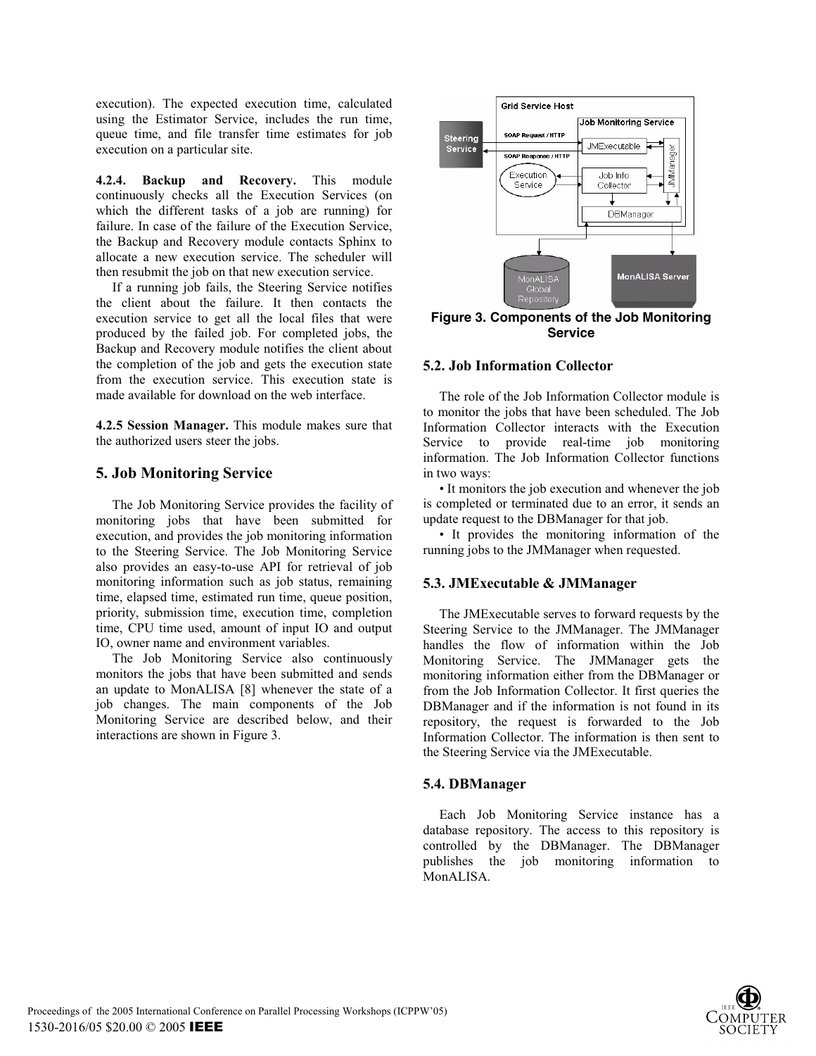execution). The expected execution time, calculated using the Estimator Service, includes the run time, queue time, and file transfer time estimates for job execution on a particular site.

**4.2.4. Backup and Recovery.** This module continuously checks all the Execution Services (on which the different tasks of a job are running) for failure. In case of the failure of the Execution Service, the Backup and Recovery module contacts Sphinx to allocate a new execution service. The scheduler will then resubmit the job on that new execution service.

If a running job fails, the Steering Service notifies the client about the failure. It then contacts the execution service to get all the local files that were produced by the failed job. For completed jobs, the Backup and Recovery module notifies the client about the completion of the job and gets the execution state from the execution service. This execution state is made available for download on the web interface.

**4.2.5 Session Manager.** This module makes sure that the authorized users steer the jobs.

## 5. Job Monitoring Service

The Job Monitoring Service provides the facility of monitoring jobs that have been submitted for execution, and provides the job monitoring information to the Steering Service. The Job Monitoring Service also provides an easy-to-use API for retrieval of job monitoring information such as job status, remaining time, elapsed time, estimated run time, queue position, priority, submission time, execution time, completion time, CPU time used, amount of input IO and output IO, owner name and environment variables.

The Job Monitoring Service also continuously monitors the jobs that have been submitted and sends an update to MonALISA [8] whenever the state of a job changes. The main components of the Job Monitoring Service are described below, and their interactions are shown in Figure 3.

Grid Service Host
Job Monitoring Service
Steering Service
SOAP Request / HTTP
SOAP Response / HTTP
JMExecutable
JMManager
Execution Service
Job Info Collector
DBManager
MonALISA Global Repository
MonALISA Server

**Figure 3. Components of the Job Monitoring Service**

### 5.2. Job Information Collector

The role of the Job Information Collector module is to monitor the jobs that have been scheduled. The Job Information Collector interacts with the Execution Service to provide real-time job monitoring information. The Job Information Collector functions in two ways:

- It monitors the job execution and whenever the job is completed or terminated due to an error, it sends an update request to the DBManager for that job.
- It provides the monitoring information of the running jobs to the JMManager when requested.

### 5.3. JMExecutable & JMManager

The JMExecutable serves to forward requests by the Steering Service to the JMManager. The JMManager handles the flow of information within the Job Monitoring Service. The JMManager gets the monitoring information either from the DBManager or from the Job Information Collector. It first queries the DBManager and if the information is not found in its repository, the request is forwarded to the Job Information Collector. The information is then sent to the Steering Service via the JMExecutable.

### 5.4. DBManager

Each Job Monitoring Service instance has a database repository. The access to this repository is controlled by the DBManager. The DBManager publishes the job monitoring information to MonALISA.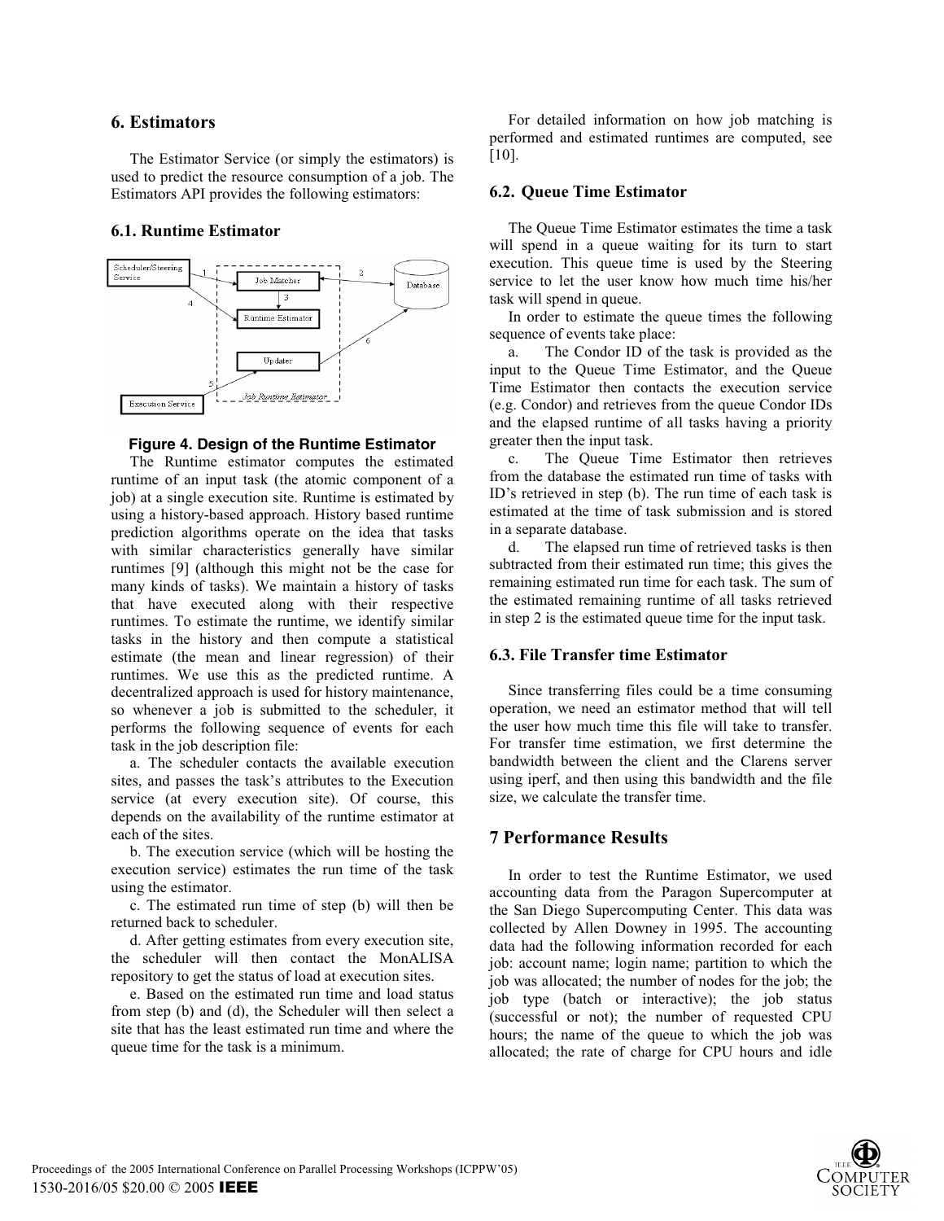## 6. Estimators

The Estimator Service (or simply the estimators) is used to predict the resource consumption of a job. The Estimators API provides the following estimators:

### 6.1. Runtime Estimator

Scheduler/Steering Service

1

4

Job Matcher

3

Runtime Estimator

Updater

Job Runtime Estimator

2

6

Database

5

Execution Service

**Figure 4. Design of the Runtime Estimator**

The Runtime estimator computes the estimated runtime of an input task (the atomic component of a job) at a single execution site. Runtime is estimated by using a history-based approach. History based runtime prediction algorithms operate on the idea that tasks with similar characteristics generally have similar runtimes [9] (although this might not be the case for many kinds of tasks). We maintain a history of tasks that have executed along with their respective runtimes. To estimate the runtime, we identify similar tasks in the history and then compute a statistical estimate (the mean and linear regression) of their runtimes. We use this as the predicted runtime. A decentralized approach is used for history maintenance, so whenever a job is submitted to the scheduler, it performs the following sequence of events for each task in the job description file:

a. The scheduler contacts the available execution sites, and passes the task's attributes to the Execution service (at every execution site). Of course, this depends on the availability of the runtime estimator at each of the sites.

b. The execution service (which will be hosting the execution service) estimates the run time of the task using the estimator.

c. The estimated run time of step (b) will then be returned back to scheduler.

d. After getting estimates from every execution site, the scheduler will then contact the MonALISA repository to get the status of load at execution sites.

e. Based on the estimated run time and load status from step (b) and (d), the Scheduler will then select a site that has the least estimated run time and where the queue time for the task is a minimum.

For detailed information on how job matching is performed and estimated runtimes are computed, see [10].

### 6.2. Queue Time Estimator

The Queue Time Estimator estimates the time a task will spend in a queue waiting for its turn to start execution. This queue time is used by the Steering service to let the user know how much time his/her task will spend in queue.

In order to estimate the queue times the following sequence of events take place:

a. The Condor ID of the task is provided as the input to the Queue Time Estimator, and the Queue Time Estimator then contacts the execution service (e.g. Condor) and retrieves from the queue Condor IDs and the elapsed runtime of all tasks having a priority greater then the input task.

c. The Queue Time Estimator then retrieves from the database the estimated run time of tasks with ID's retrieved in step (b). The run time of each task is estimated at the time of task submission and is stored in a separate database.

d. The elapsed run time of retrieved tasks is then subtracted from their estimated run time; this gives the remaining estimated run time for each task. The sum of the estimated remaining runtime of all tasks retrieved in step 2 is the estimated queue time for the input task.

### 6.3. File Transfer time Estimator

Since transferring files could be a time consuming operation, we need an estimator method that will tell the user how much time this file will take to transfer. For transfer time estimation, we first determine the bandwidth between the client and the Clarens server using iperf, and then using this bandwidth and the file size, we calculate the transfer time.

## 7 Performance Results

In order to test the Runtime Estimator, we used accounting data from the Paragon Supercomputer at the San Diego Supercomputing Center. This data was collected by Allen Downey in 1995. The accounting data had the following information recorded for each job: account name; login name; partition to which the job was allocated; the number of nodes for the job; the job type (batch or interactive); the job status (successful or not); the number of requested CPU hours; the name of the queue to which the job was allocated; the rate of charge for CPU hours and idle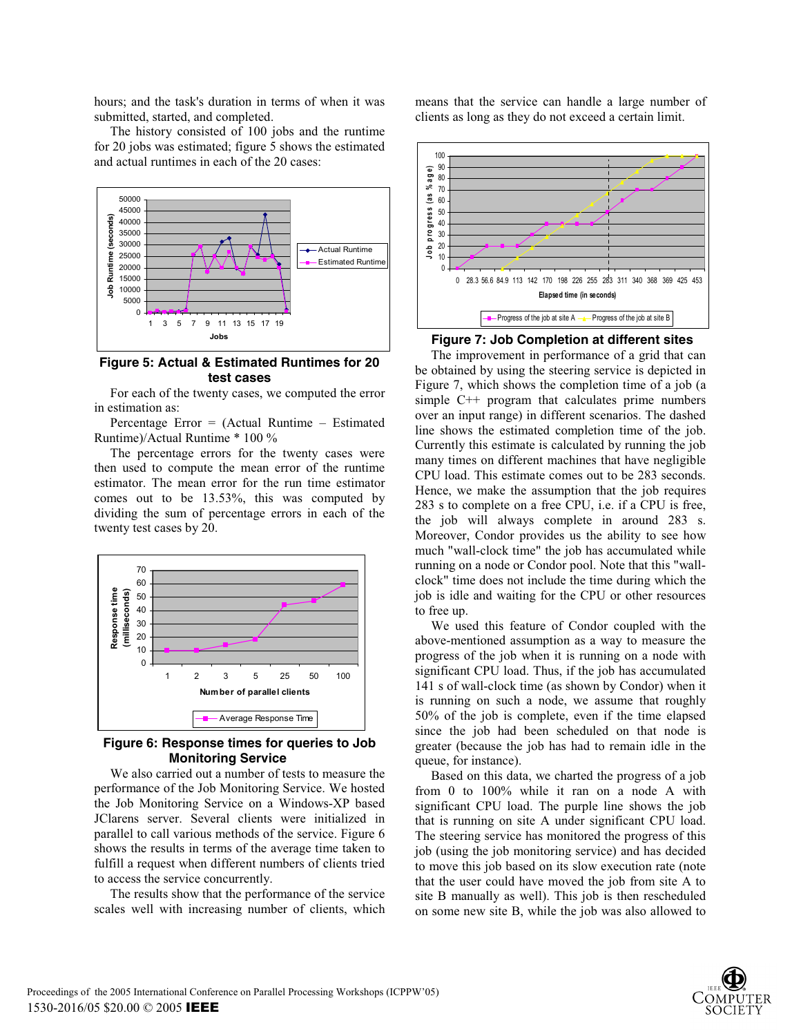hours; and the task's duration in terms of when it was submitted, started, and completed.

The history consisted of 100 jobs and the runtime for 20 jobs was estimated; figure 5 shows the estimated and actual runtimes in each of the 20 cases:

**Figure 5: Actual & Estimated Runtimes for 20 test cases**

For each of the twenty cases, we computed the error in estimation as:

Percentage Error = (Actual Runtime – Estimated Runtime)/Actual Runtime * 100 %

The percentage errors for the twenty cases were then used to compute the mean error of the runtime estimator. The mean error for the run time estimator comes out to be 13.53%, this was computed by dividing the sum of percentage errors in each of the twenty test cases by 20.

**Figure 6: Response times for queries to Job Monitoring Service**

We also carried out a number of tests to measure the performance of the Job Monitoring Service. We hosted the Job Monitoring Service on a Windows-XP based JClarens server. Several clients were initialized in parallel to call various methods of the service. Figure 6 shows the results in terms of the average time taken to fulfill a request when different numbers of clients tried to access the service concurrently.

The results show that the performance of the service scales well with increasing number of clients, which means that the service can handle a large number of clients as long as they do not exceed a certain limit.

**Figure 7: Job Completion at different sites**

The improvement in performance of a grid that can be obtained by using the steering service is depicted in Figure 7, which shows the completion time of a job (a simple C++ program that calculates prime numbers over an input range) in different scenarios. The dashed line shows the estimated completion time of the job. Currently this estimate is calculated by running the job many times on different machines that have negligible CPU load. This estimate comes out to be 283 seconds. Hence, we make the assumption that the job requires 283 s to complete on a free CPU, i.e. if a CPU is free, the job will always complete in around 283 s. Moreover, Condor provides us the ability to see how much "wall-clock time" the job has accumulated while running on a node or Condor pool. Note that this "wall-clock" time does not include the time during which the job is idle and waiting for the CPU or other resources to free up.

We used this feature of Condor coupled with the above-mentioned assumption as a way to measure the progress of the job when it is running on a node with significant CPU load. Thus, if the job has accumulated 141 s of wall-clock time (as shown by Condor) when it is running on such a node, we assume that roughly 50% of the job is complete, even if the time elapsed since the job had been scheduled on that node is greater (because the job has had to remain idle in the queue, for instance).

Based on this data, we charted the progress of a job from 0 to 100% while it ran on a node A with significant CPU load. The purple line shows the job that is running on site A under significant CPU load. The steering service has monitored the progress of this job (using the job monitoring service) and has decided to move this job based on its slow execution rate (note that the user could have moved the job from site A to site B manually as well). This job is then rescheduled on some new site B, while the job was also allowed to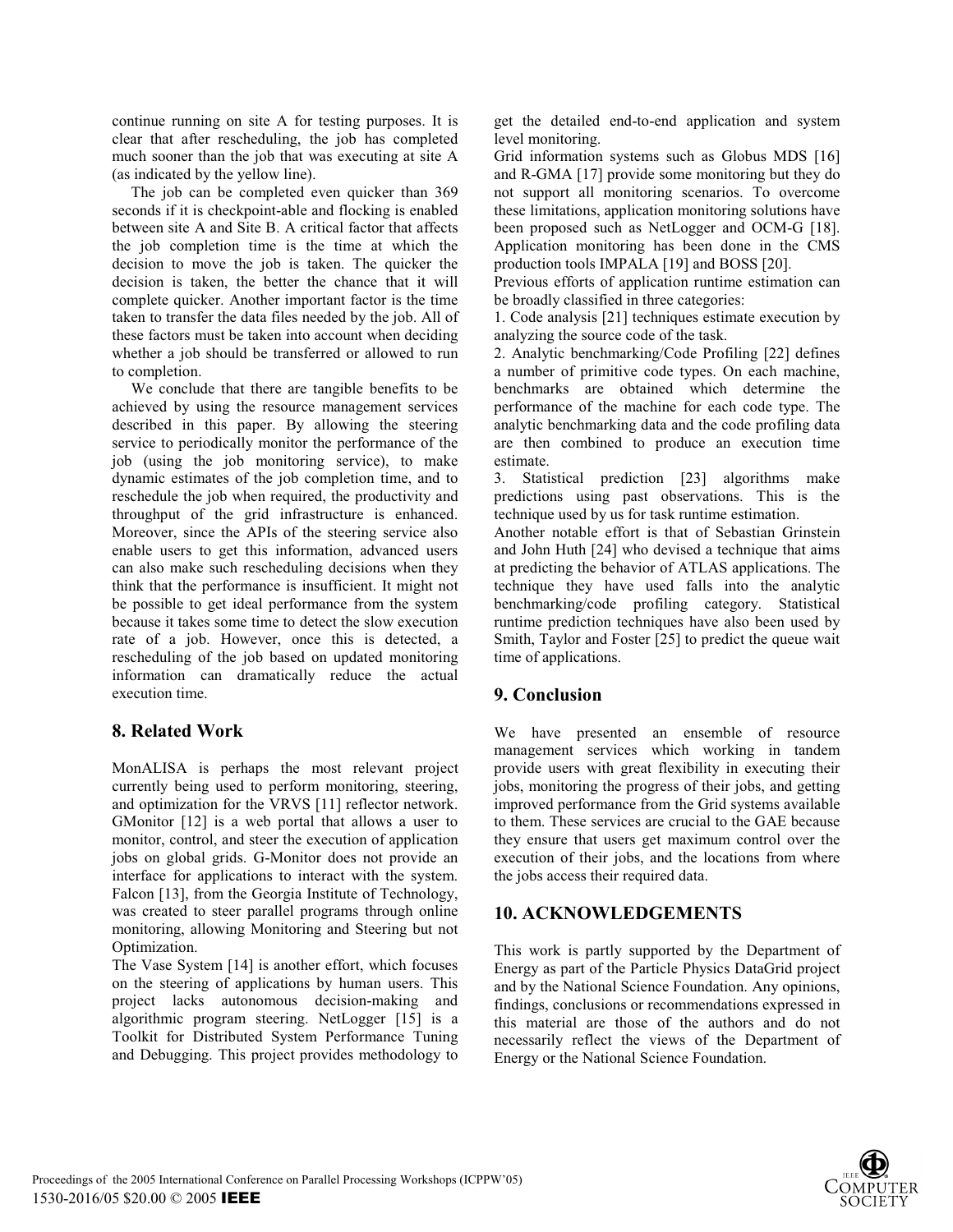continue running on site A for testing purposes. It is clear that after rescheduling, the job has completed much sooner than the job that was executing at site A (as indicated by the yellow line).

The job can be completed even quicker than 369 seconds if it is checkpoint-able and flocking is enabled between site A and Site B. A critical factor that affects the job completion time is the time at which the decision to move the job is taken. The quicker the decision is taken, the better the chance that it will complete quicker. Another important factor is the time taken to transfer the data files needed by the job. All of these factors must be taken into account when deciding whether a job should be transferred or allowed to run to completion.

We conclude that there are tangible benefits to be achieved by using the resource management services described in this paper. By allowing the steering service to periodically monitor the performance of the job (using the job monitoring service), to make dynamic estimates of the job completion time, and to reschedule the job when required, the productivity and throughput of the grid infrastructure is enhanced. Moreover, since the APIs of the steering service also enable users to get this information, advanced users can also make such rescheduling decisions when they think that the performance is insufficient. It might not be possible to get ideal performance from the system because it takes some time to detect the slow execution rate of a job. However, once this is detected, a rescheduling of the job based on updated monitoring information can dramatically reduce the actual execution time.

## 8. Related Work

MonALISA is perhaps the most relevant project currently being used to perform monitoring, steering, and optimization for the VRVS [11] reflector network. GMonitor [12] is a web portal that allows a user to monitor, control, and steer the execution of application jobs on global grids. G-Monitor does not provide an interface for applications to interact with the system. Falcon [13], from the Georgia Institute of Technology, was created to steer parallel programs through online monitoring, allowing Monitoring and Steering but not Optimization.

The Vase System [14] is another effort, which focuses on the steering of applications by human users. This project lacks autonomous decision-making and algorithmic program steering. NetLogger [15] is a Toolkit for Distributed System Performance Tuning and Debugging. This project provides methodology to get the detailed end-to-end application and system level monitoring.

Grid information systems such as Globus MDS [16] and R-GMA [17] provide some monitoring but they do not support all monitoring scenarios. To overcome these limitations, application monitoring solutions have been proposed such as NetLogger and OCM-G [18]. Application monitoring has been done in the CMS production tools IMPALA [19] and BOSS [20].

Previous efforts of application runtime estimation can be broadly classified in three categories:

1. Code analysis [21] techniques estimate execution by analyzing the source code of the task.
2. Analytic benchmarking/Code Profiling [22] defines a number of primitive code types. On each machine, benchmarks are obtained which determine the performance of the machine for each code type. The analytic benchmarking data and the code profiling data are then combined to produce an execution time estimate.
3. Statistical prediction [23] algorithms make predictions using past observations. This is the technique used by us for task runtime estimation.

Another notable effort is that of Sebastian Grinstein and John Huth [24] who devised a technique that aims at predicting the behavior of ATLAS applications. The technique they have used falls into the analytic benchmarking/code profiling category. Statistical runtime prediction techniques have also been used by Smith, Taylor and Foster [25] to predict the queue wait time of applications.

## 9. Conclusion

We have presented an ensemble of resource management services which working in tandem provide users with great flexibility in executing their jobs, monitoring the progress of their jobs, and getting improved performance from the Grid systems available to them. These services are crucial to the GAE because they ensure that users get maximum control over the execution of their jobs, and the locations from where the jobs access their required data.

## 10. ACKNOWLEDGEMENTS

This work is partly supported by the Department of Energy as part of the Particle Physics DataGrid project and by the National Science Foundation. Any opinions, findings, conclusions or recommendations expressed in this material are those of the authors and do not necessarily reflect the views of the Department of Energy or the National Science Foundation.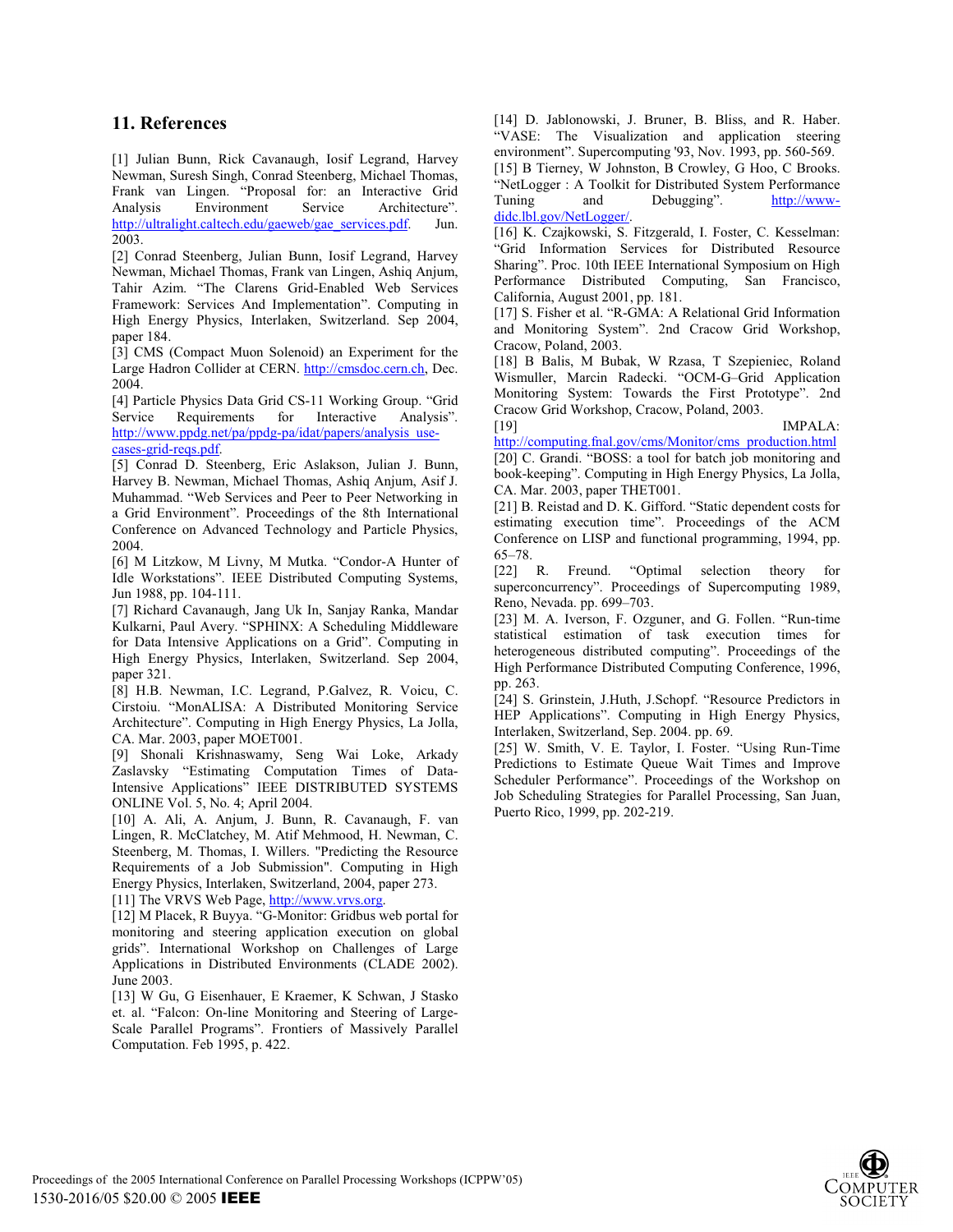## 11. References

[1] Julian Bunn, Rick Cavanaugh, Iosif Legrand, Harvey Newman, Suresh Singh, Conrad Steenberg, Michael Thomas, Frank van Lingen. "Proposal for: an Interactive Grid Analysis Environment Service Architecture". http://ultralight.caltech.edu/gaeweb/gae_services.pdf. Jun. 2003.

[2] Conrad Steenberg, Julian Bunn, Iosif Legrand, Harvey Newman, Michael Thomas, Frank van Lingen, Ashiq Anjum, Tahir Azim. "The Clarens Grid-Enabled Web Services Framework: Services And Implementation". Computing in High Energy Physics, Interlaken, Switzerland. Sep 2004, paper 184.

[3] CMS (Compact Muon Solenoid) an Experiment for the Large Hadron Collider at CERN. http://cmsdoc.cern.ch, Dec. 2004.

[4] Particle Physics Data Grid CS-11 Working Group. "Grid Service Requirements for Interactive Analysis". http://www.ppdg.net/pa/ppdg-pa/idat/papers/analysis_use-cases-grid-reqs.pdf.

[5] Conrad D. Steenberg, Eric Aslakson, Julian J. Bunn, Harvey B. Newman, Michael Thomas, Ashiq Anjum, Asif J. Muhammad. "Web Services and Peer to Peer Networking in a Grid Environment". Proceedings of the 8th International Conference on Advanced Technology and Particle Physics, 2004.

[6] M Litzkow, M Livny, M Mutka. "Condor-A Hunter of Idle Workstations". IEEE Distributed Computing Systems, Jun 1988, pp. 104-111.

[7] Richard Cavanaugh, Jang Uk In, Sanjay Ranka, Mandar Kulkarni, Paul Avery. "SPHINX: A Scheduling Middleware for Data Intensive Applications on a Grid". Computing in High Energy Physics, Interlaken, Switzerland. Sep 2004, paper 321.

[8] H.B. Newman, I.C. Legrand, P.Galvez, R. Voicu, C. Cirstoiu. "MonALISA: A Distributed Monitoring Service Architecture". Computing in High Energy Physics, La Jolla, CA. Mar. 2003, paper MOET001.

[9] Shonali Krishnaswamy, Seng Wai Loke, Arkady Zaslavsky "Estimating Computation Times of Data-Intensive Applications" IEEE DISTRIBUTED SYSTEMS ONLINE Vol. 5, No. 4; April 2004.

[10] A. Ali, A. Anjum, J. Bunn, R. Cavanaugh, F. van Lingen, R. McClatchey, M. Atif Mehmood, H. Newman, C. Steenberg, M. Thomas, I. Willers. "Predicting the Resource Requirements of a Job Submission". Computing in High Energy Physics, Interlaken, Switzerland, 2004, paper 273.

[11] The VRVS Web Page, http://www.vrvs.org.

[12] M Placek, R Buyya. "G-Monitor: Gridbus web portal for monitoring and steering application execution on global grids". International Workshop on Challenges of Large Applications in Distributed Environments (CLADE 2002). June 2003.

[13] W Gu, G Eisenhauer, E Kraemer, K Schwan, J Stasko et. al. "Falcon: On-line Monitoring and Steering of Large-Scale Parallel Programs". Frontiers of Massively Parallel Computation. Feb 1995, p. 422.

[14] D. Jablonowski, J. Bruner, B. Bliss, and R. Haber. "VASE: The Visualization and application steering environment". Supercomputing '93, Nov. 1993, pp. 560-569.

[15] B Tierney, W Johnston, B Crowley, G Hoo, C Brooks. "NetLogger : A Toolkit for Distributed System Performance Tuning and Debugging". http://www-didc.lbl.gov/NetLogger/.

[16] K. Czajkowski, S. Fitzgerald, I. Foster, C. Kesselman: "Grid Information Services for Distributed Resource Sharing". Proc. 10th IEEE International Symposium on High Performance Distributed Computing, San Francisco, California, August 2001, pp. 181.

[17] S. Fisher et al. "R-GMA: A Relational Grid Information and Monitoring System". 2nd Cracow Grid Workshop, Cracow, Poland, 2003.

[18] B Balis, M Bubak, W Rzasa, T Szepieniec, Roland Wismuller, Marcin Radecki. "OCM-G–Grid Application Monitoring System: Towards the First Prototype". 2nd Cracow Grid Workshop, Cracow, Poland, 2003.

[19] IMPALA: http://computing.fnal.gov/cms/Monitor/cms_production.html

[20] C. Grandi. "BOSS: a tool for batch job monitoring and book-keeping". Computing in High Energy Physics, La Jolla, CA. Mar. 2003, paper THET001.

[21] B. Reistad and D. K. Gifford. "Static dependent costs for estimating execution time". Proceedings of the ACM Conference on LISP and functional programming, 1994, pp. 65–78.

[22] R. Freund. "Optimal selection theory for superconcurrency". Proceedings of Supercomputing 1989, Reno, Nevada. pp. 699–703.

[23] M. A. Iverson, F. Ozguner, and G. Follen. "Run-time statistical estimation of task execution times for heterogeneous distributed computing". Proceedings of the High Performance Distributed Computing Conference, 1996, pp. 263.

[24] S. Grinstein, J.Huth, J.Schopf. "Resource Predictors in HEP Applications". Computing in High Energy Physics, Interlaken, Switzerland, Sep. 2004. pp. 69.

[25] W. Smith, V. E. Taylor, I. Foster. "Using Run-Time Predictions to Estimate Queue Wait Times and Improve Scheduler Performance". Proceedings of the Workshop on Job Scheduling Strategies for Parallel Processing, San Juan, Puerto Rico, 1999, pp. 202-219.